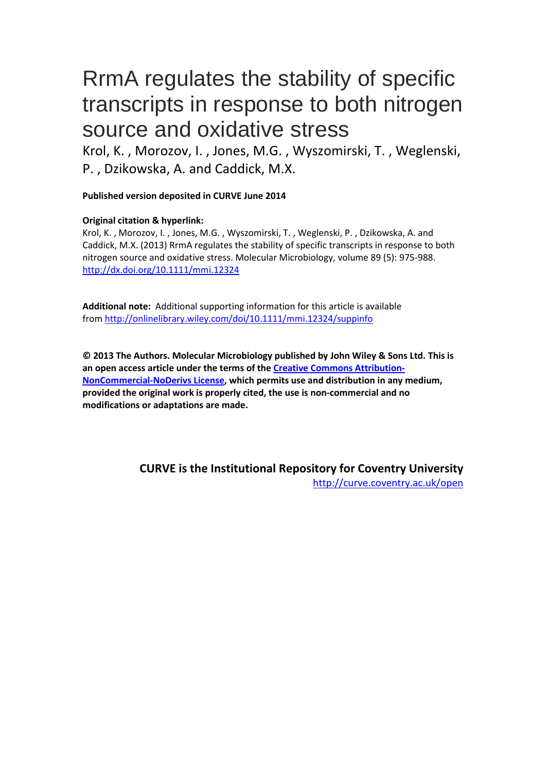# RrmA regulates the stability of specific transcripts in response to both nitrogen source and oxidative stress

Krol, K. , Morozov, I. , Jones, M.G. , Wyszomirski, T. , Weglenski, P. , Dzikowska, A. and Caddick, M.X.

**Published version deposited in CURVE June 2014**

**Original citation & hyperlink:**

Krol, K. , Morozov, I. , Jones, M.G. , Wyszomirski, T. , Weglenski, P. , Dzikowska, A. and Caddick, M.X. (2013) RrmA regulates the stability of specific transcripts in response to both nitrogen source and oxidative stress. Molecular Microbiology, volume 89 (5): 975-988.
http://dx.doi.org/10.1111/mmi.12324

**Additional note:** Additional supporting information for this article is available from http://onlinelibrary.wiley.com/doi/10.1111/mmi.12324/suppinfo

**© 2013 The Authors. Molecular Microbiology published by John Wiley & Sons Ltd. This is an open access article under the terms of the Creative Commons Attribution-NonCommercial-NoDerivs License, which permits use and distribution in any medium, provided the original work is properly cited, the use is non-commercial and no modifications or adaptations are made.**

**CURVE is the Institutional Repository for Coventry University**
http://curve.coventry.ac.uk/open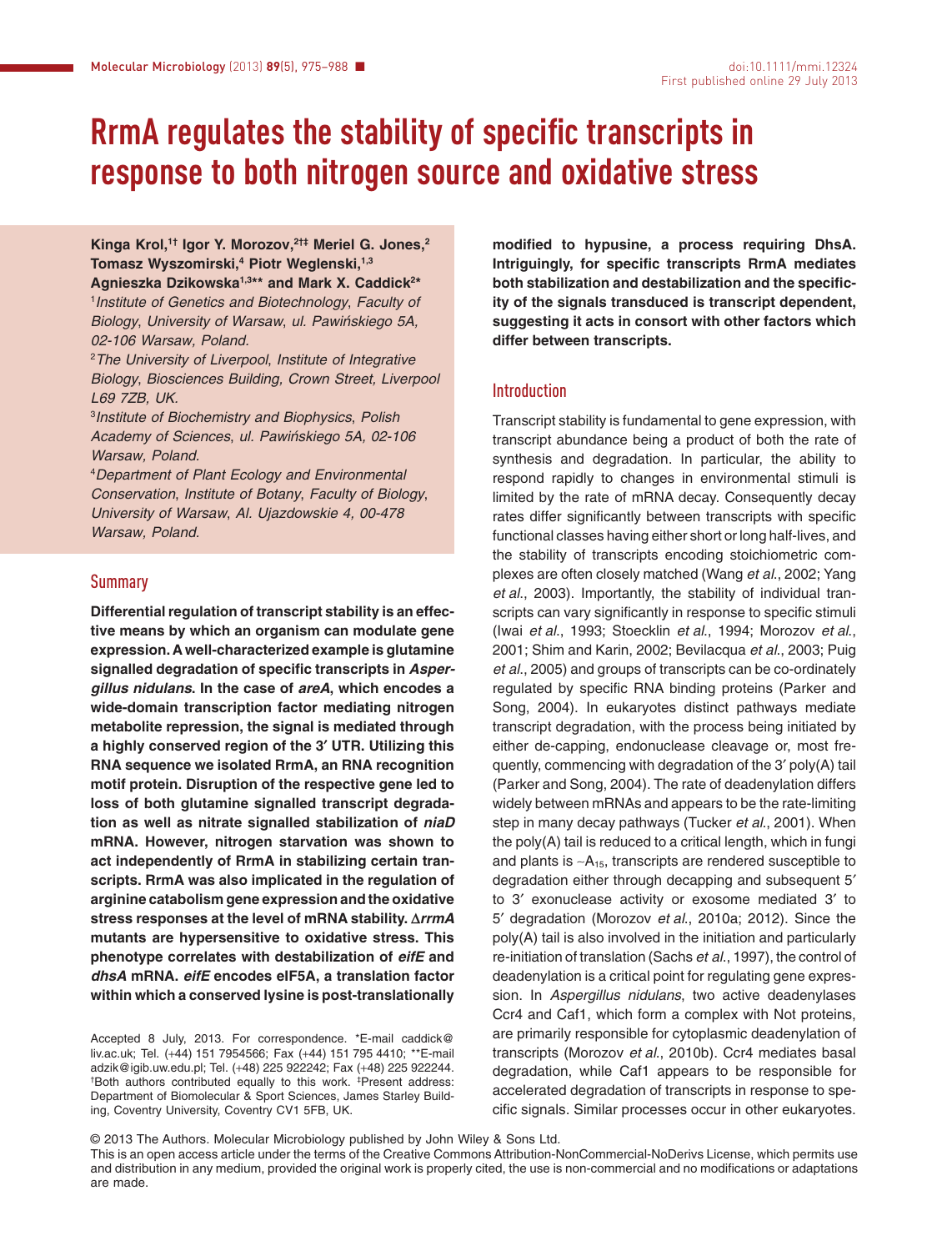# RrmA regulates the stability of specific transcripts in response to both nitrogen source and oxidative stress

**Kinga Krol,[1†] Igor Y. Morozov,[2†‡] Meriel G. Jones,[2] Tomasz Wyszomirski,[4] Piotr Weglenski,[1,3] Agnieszka Dzikowska[1,3**] and Mark X. Caddick[2*]**

[1]*Institute of Genetics and Biotechnology, Faculty of Biology, University of Warsaw, ul. Pawińskiego 5A, 02-106 Warsaw, Poland.*

[2]*The University of Liverpool, Institute of Integrative Biology, Biosciences Building, Crown Street, Liverpool L69 7ZB, UK.*

[3]*Institute of Biochemistry and Biophysics, Polish Academy of Sciences, ul. Pawińskiego 5A, 02-106 Warsaw, Poland.*

[4]*Department of Plant Ecology and Environmental Conservation, Institute of Botany, Faculty of Biology, University of Warsaw, Al. Ujazdowskie 4, 00-478 Warsaw, Poland.*

## Summary

**Differential regulation of transcript stability is an effective means by which an organism can modulate gene expression. A well-characterized example is glutamine signalled degradation of specific transcripts in *Aspergillus nidulans*. In the case of *areA*, which encodes a wide-domain transcription factor mediating nitrogen metabolite repression, the signal is mediated through a highly conserved region of the 3′ UTR. Utilizing this RNA sequence we isolated RrmA, an RNA recognition motif protein. Disruption of the respective gene led to loss of both glutamine signalled transcript degradation as well as nitrate signalled stabilization of *niaD* mRNA. However, nitrogen starvation was shown to act independently of RrmA in stabilizing certain transcripts. RrmA was also implicated in the regulation of arginine catabolism gene expression and the oxidative stress responses at the level of mRNA stability. Δ*rrmA* mutants are hypersensitive to oxidative stress. This phenotype correlates with destabilization of *eifE* and *dhsA* mRNA. *eifE* encodes eIF5A, a translation factor within which a conserved lysine is post-translationally modified to hypusine, a process requiring DhsA. Intriguingly, for specific transcripts RrmA mediates both stabilization and destabilization and the specificity of the signals transduced is transcript dependent, suggesting it acts in consort with other factors which differ between transcripts.**

Accepted 8 July, 2013. For correspondence. *E-mail caddick@liv.ac.uk; Tel. (+44) 151 7954566; Fax (+44) 151 795 4410; **E-mail adzik@igib.uw.edu.pl; Tel. (+48) 225 922242; Fax (+48) 225 922244. †Both authors contributed equally to this work. ‡Present address: Department of Biomolecular & Sport Sciences, James Starley Building, Coventry University, Coventry CV1 5FB, UK.

## Introduction

Transcript stability is fundamental to gene expression, with transcript abundance being a product of both the rate of synthesis and degradation. In particular, the ability to respond rapidly to changes in environmental stimuli is limited by the rate of mRNA decay. Consequently decay rates differ significantly between transcripts with specific functional classes having either short or long half-lives, and the stability of transcripts encoding stoichiometric complexes are often closely matched (Wang *et al.*, 2002; Yang *et al.*, 2003). Importantly, the stability of individual transcripts can vary significantly in response to specific stimuli (Iwai *et al.*, 1993; Stoecklin *et al.*, 1994; Morozov *et al.*, 2001; Shim and Karin, 2002; Bevilacqua *et al.*, 2003; Puig *et al.*, 2005) and groups of transcripts can be co-ordinately regulated by specific RNA binding proteins (Parker and Song, 2004). In eukaryotes distinct pathways mediate transcript degradation, with the process being initiated by either de-capping, endonuclease cleavage or, most frequently, commencing with degradation of the 3′ poly(A) tail (Parker and Song, 2004). The rate of deadenylation differs widely between mRNAs and appears to be the rate-limiting step in many decay pathways (Tucker *et al.*, 2001). When the poly(A) tail is reduced to a critical length, which in fungi and plants is $\sim A_{15}$, transcripts are rendered susceptible to degradation either through decapping and subsequent 5′ to 3′ exonuclease activity or exosome mediated 3′ to 5′ degradation (Morozov *et al.*, 2010a; 2012). Since the poly(A) tail is also involved in the initiation and particularly re-initiation of translation (Sachs *et al.*, 1997), the control of deadenylation is a critical point for regulating gene expression. In *Aspergillus nidulans*, two active deadenylases Ccr4 and Caf1, which form a complex with Not proteins, are primarily responsible for cytoplasmic deadenylation of transcripts (Morozov *et al.*, 2010b). Ccr4 mediates basal degradation, while Caf1 appears to be responsible for accelerated degradation of transcripts in response to specific signals. Similar processes occur in other eukaryotes.

© 2013 The Authors. Molecular Microbiology published by John Wiley & Sons Ltd.
This is an open access article under the terms of the Creative Commons Attribution-NonCommercial-NoDerivs License, which permits use and distribution in any medium, provided the original work is properly cited, the use is non-commercial and no modifications or adaptations are made.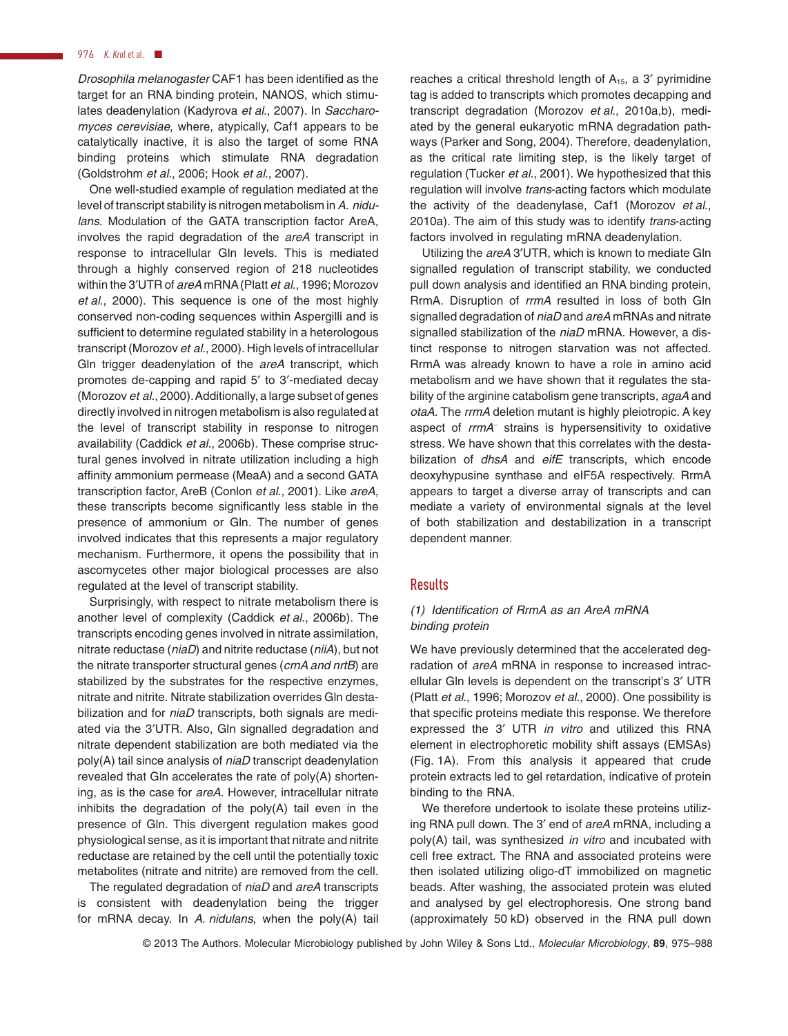*Drosophila melanogaster* CAF1 has been identified as the target for an RNA binding protein, NANOS, which stimulates deadenylation (Kadyrova *et al.*, 2007). In *Saccharomyces cerevisiae*, where, atypically, Caf1 appears to be catalytically inactive, it is also the target of some RNA binding proteins which stimulate RNA degradation (Goldstrohm *et al.*, 2006; Hook *et al.*, 2007).

One well-studied example of regulation mediated at the level of transcript stability is nitrogen metabolism in *A. nidulans*. Modulation of the GATA transcription factor AreA, involves the rapid degradation of the *areA* transcript in response to intracellular Gln levels. This is mediated through a highly conserved region of 218 nucleotides within the 3′UTR of *areA* mRNA (Platt *et al.*, 1996; Morozov *et al.*, 2000). This sequence is one of the most highly conserved non-coding sequences within Aspergilli and is sufficient to determine regulated stability in a heterologous transcript (Morozov *et al.*, 2000). High levels of intracellular Gln trigger deadenylation of the *areA* transcript, which promotes de-capping and rapid 5′ to 3′-mediated decay (Morozov *et al.*, 2000). Additionally, a large subset of genes directly involved in nitrogen metabolism is also regulated at the level of transcript stability in response to nitrogen availability (Caddick *et al.*, 2006b). These comprise structural genes involved in nitrate utilization including a high affinity ammonium permease (MeaA) and a second GATA transcription factor, AreB (Conlon *et al.*, 2001). Like *areA*, these transcripts become significantly less stable in the presence of ammonium or Gln. The number of genes involved indicates that this represents a major regulatory mechanism. Furthermore, it opens the possibility that in ascomycetes other major biological processes are also regulated at the level of transcript stability.

Surprisingly, with respect to nitrate metabolism there is another level of complexity (Caddick *et al.*, 2006b). The transcripts encoding genes involved in nitrate assimilation, nitrate reductase (*niaD*) and nitrite reductase (*niiA*), but not the nitrate transporter structural genes (*crnA and nrtB*) are stabilized by the substrates for the respective enzymes, nitrate and nitrite. Nitrate stabilization overrides Gln destabilization and for *niaD* transcripts, both signals are mediated via the 3′UTR. Also, Gln signalled degradation and nitrate dependent stabilization are both mediated via the poly(A) tail since analysis of *niaD* transcript deadenylation revealed that Gln accelerates the rate of poly(A) shortening, as is the case for *areA*. However, intracellular nitrate inhibits the degradation of the poly(A) tail even in the presence of Gln. This divergent regulation makes good physiological sense, as it is important that nitrate and nitrite reductase are retained by the cell until the potentially toxic metabolites (nitrate and nitrite) are removed from the cell.

The regulated degradation of *niaD* and *areA* transcripts is consistent with deadenylation being the trigger for mRNA decay. In *A. nidulans*, when the poly(A) tail reaches a critical threshold length of $A_{15}$, a 3′ pyrimidine tag is added to transcripts which promotes decapping and transcript degradation (Morozov *et al.*, 2010a,b), mediated by the general eukaryotic mRNA degradation pathways (Parker and Song, 2004). Therefore, deadenylation, as the critical rate limiting step, is the likely target of regulation (Tucker *et al.*, 2001). We hypothesized that this regulation will involve *trans*-acting factors which modulate the activity of the deadenylase, Caf1 (Morozov *et al.*, 2010a). The aim of this study was to identify *trans*-acting factors involved in regulating mRNA deadenylation.

Utilizing the *areA* 3′UTR, which is known to mediate Gln signalled regulation of transcript stability, we conducted pull down analysis and identified an RNA binding protein, RrmA. Disruption of *rrmA* resulted in loss of both Gln signalled degradation of *niaD* and *areA* mRNAs and nitrate signalled stabilization of the *niaD* mRNA. However, a distinct response to nitrogen starvation was not affected. RrmA was already known to have a role in amino acid metabolism and we have shown that it regulates the stability of the arginine catabolism gene transcripts, *agaA* and *otaA*. The *rrmA* deletion mutant is highly pleiotropic. A key aspect of *rrmA*⁻ strains is hypersensitivity to oxidative stress. We have shown that this correlates with the destabilization of *dhsA* and *eifE* transcripts, which encode deoxyhypusine synthase and eIF5A respectively. RrmA appears to target a diverse array of transcripts and can mediate a variety of environmental signals at the level of both stabilization and destabilization in a transcript dependent manner.

## Results

### *(1) Identification of RrmA as an AreA mRNA binding protein*

We have previously determined that the accelerated degradation of *areA* mRNA in response to increased intracellular Gln levels is dependent on the transcript's 3′ UTR (Platt *et al.*, 1996; Morozov *et al.*, 2000). One possibility is that specific proteins mediate this response. We therefore expressed the 3′ UTR *in vitro* and utilized this RNA element in electrophoretic mobility shift assays (EMSAs) (Fig. 1A). From this analysis it appeared that crude protein extracts led to gel retardation, indicative of protein binding to the RNA.

We therefore undertook to isolate these proteins utilizing RNA pull down. The 3′ end of *areA* mRNA, including a poly(A) tail, was synthesized *in vitro* and incubated with cell free extract. The RNA and associated proteins were then isolated utilizing oligo-dT immobilized on magnetic beads. After washing, the associated protein was eluted and analysed by gel electrophoresis. One strong band (approximately 50 kD) observed in the RNA pull down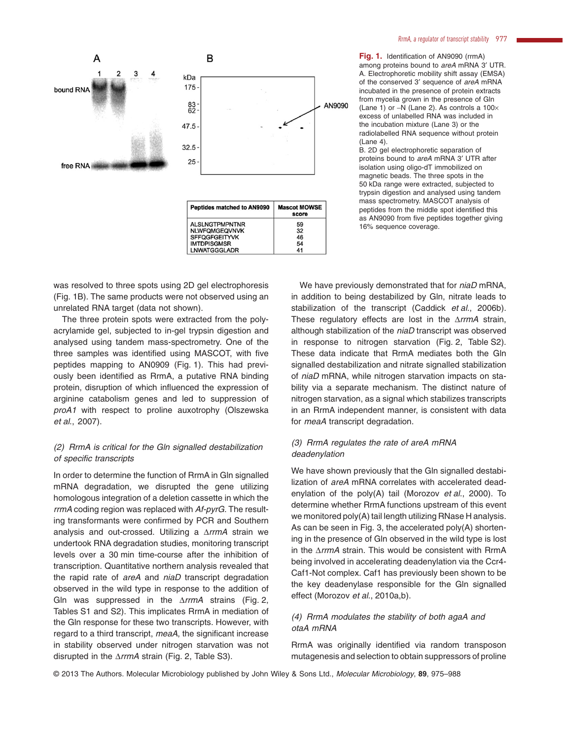| Peptides matched to AN9090 | Mascot MOWSE score |
|---|---|
| ALSLNGTPMPNTNR | 59 |
| NLWFQMGEQVNVK | 32 |
| SFFQGFGEITYVK | 46 |
| IMTDPISGMSR | 54 |
| LNWATGGGLADR | 41 |

**Fig. 1.** Identification of AN9090 (rrmA) among proteins bound to *areA* mRNA 3′ UTR.
A. Electrophoretic mobility shift assay (EMSA) of the conserved 3′ sequence of *areA* mRNA incubated in the presence of protein extracts from mycelia grown in the presence of Gln (Lane 1) or −N (Lane 2). As controls a 100× excess of unlabelled RNA was included in the incubation mixture (Lane 3) or the radiolabelled RNA sequence without protein (Lane 4).
B. 2D gel electrophoretic separation of proteins bound to *areA* mRNA 3′ UTR after isolation using oligo-dT immobilized on magnetic beads. The three spots in the 50 kDa range were extracted, subjected to trypsin digestion and analysed using tandem mass spectrometry. MASCOT analysis of peptides from the middle spot identified this as AN9090 from five peptides together giving 16% sequence coverage.

was resolved to three spots using 2D gel electrophoresis (Fig. 1B). The same products were not observed using an unrelated RNA target (data not shown).

The three protein spots were extracted from the polyacrylamide gel, subjected to in-gel trypsin digestion and analysed using tandem mass-spectrometry. One of the three samples was identified using MASCOT, with five peptides mapping to AN0909 (Fig. 1). This had previously been identified as RrmA, a putative RNA binding protein, disruption of which influenced the expression of arginine catabolism genes and led to suppression of *proA1* with respect to proline auxotrophy (Olszewska *et al.*, 2007).

### (2) RrmA is critical for the Gln signalled destabilization of specific transcripts

In order to determine the function of RrmA in Gln signalled mRNA degradation, we disrupted the gene utilizing homologous integration of a deletion cassette in which the *rrmA* coding region was replaced with *Af-pyrG*. The resulting transformants were confirmed by PCR and Southern analysis and out-crossed. Utilizing a Δ*rrmA* strain we undertook RNA degradation studies, monitoring transcript levels over a 30 min time-course after the inhibition of transcription. Quantitative northern analysis revealed that the rapid rate of *areA* and *niaD* transcript degradation observed in the wild type in response to the addition of Gln was suppressed in the Δ*rrmA* strains (Fig. 2, Tables S1 and S2). This implicates RrmA in mediation of the Gln response for these two transcripts. However, with regard to a third transcript, *meaA*, the significant increase in stability observed under nitrogen starvation was not disrupted in the Δ*rrmA* strain (Fig. 2, Table S3).

We have previously demonstrated that for *niaD* mRNA, in addition to being destabilized by Gln, nitrate leads to stabilization of the transcript (Caddick *et al.*, 2006b). These regulatory effects are lost in the Δ*rrmA* strain, although stabilization of the *niaD* transcript was observed in response to nitrogen starvation (Fig. 2, Table S2). These data indicate that RrmA mediates both the Gln signalled destabilization and nitrate signalled stabilization of *niaD* mRNA, while nitrogen starvation impacts on stability via a separate mechanism. The distinct nature of nitrogen starvation, as a signal which stabilizes transcripts in an RrmA independent manner, is consistent with data for *meaA* transcript degradation.

### (3) RrmA regulates the rate of areA mRNA deadenylation

We have shown previously that the Gln signalled destabilization of *areA* mRNA correlates with accelerated deadenylation of the poly(A) tail (Morozov *et al.*, 2000). To determine whether RrmA functions upstream of this event we monitored poly(A) tail length utilizing RNase H analysis. As can be seen in Fig. 3, the accelerated poly(A) shortening in the presence of Gln observed in the wild type is lost in the Δ*rrmA* strain. This would be consistent with RrmA being involved in accelerating deadenylation via the Ccr4-Caf1-Not complex. Caf1 has previously been shown to be the key deadenylase responsible for the Gln signalled effect (Morozov *et al.*, 2010a,b).

### (4) RrmA modulates the stability of both agaA and otaA mRNA

RrmA was originally identified via random transposon mutagenesis and selection to obtain suppressors of proline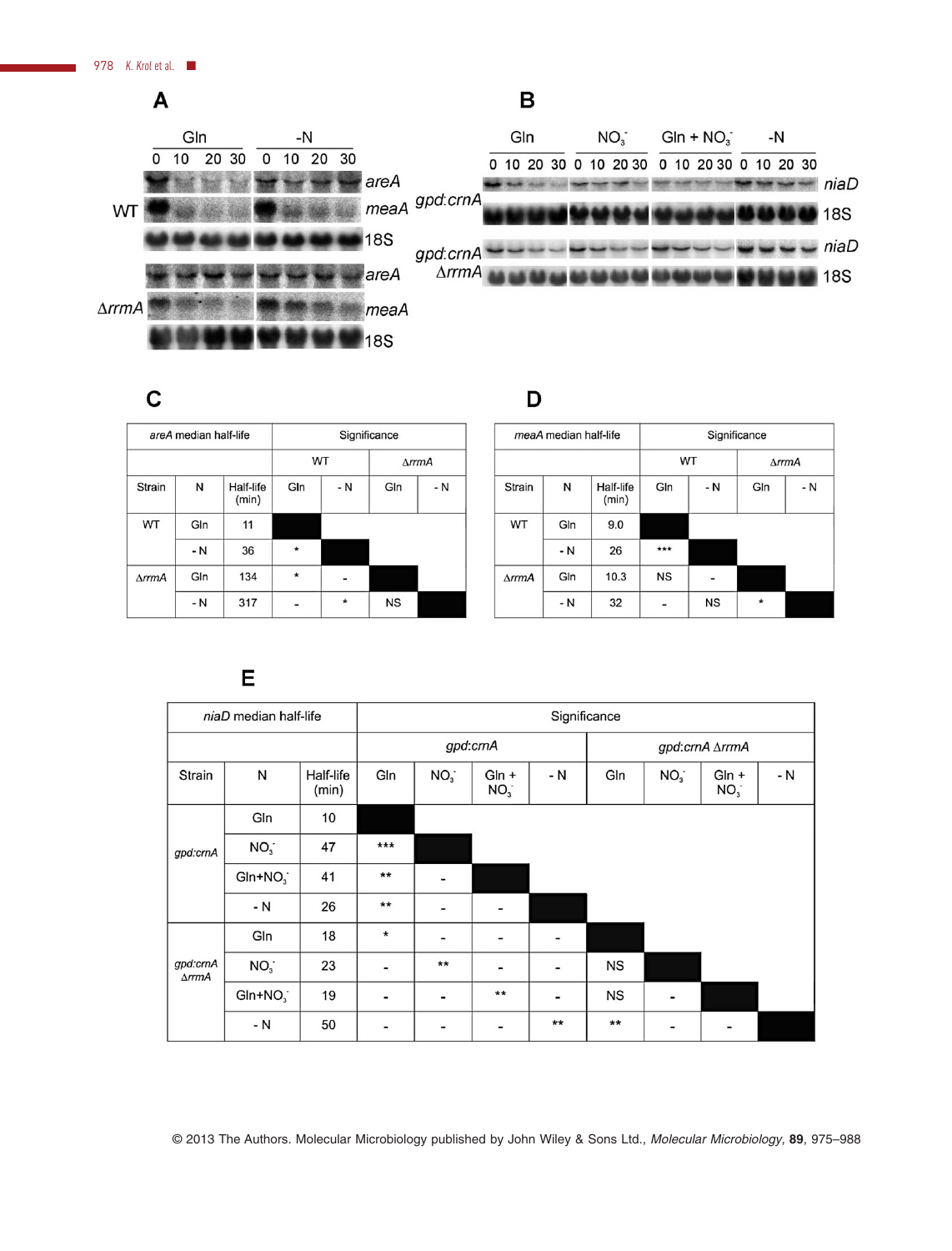**A**

**B**

**C**

| *areA* median half-life | | | Significance | | | |
|---|---|---|---|---|---|---|
| | | | WT | | Δ*rrmA* | |
| Strain | N | Half-life (min) | Gln | - N | Gln | - N |
| WT | Gln | 11 | | | | |
| | - N | 36 | * | | | |
| Δ*rrmA* | Gln | 134 | * | - | | |
| | - N | 317 | - | * | NS | |

**D**

| *meaA* median half-life | | | Significance | | | |
|---|---|---|---|---|---|---|
| | | | WT | | Δ*rrmA* | |
| Strain | N | Half-life (min) | Gln | - N | Gln | - N |
| WT | Gln | 9.0 | | | | |
| | - N | 26 | *** | | | |
| Δ*rrmA* | Gln | 10.3 | NS | - | | |
| | - N | 32 | - | NS | * | |

**E**

| *niaD* median half-life | | | Significance | | | | | | | |
|---|---|---|---|---|---|---|---|---|---|---|
| | | | *gpd:crnA* | | | | *gpd:crnA* Δ*rrmA* | | | |
| Strain | N | Half-life (min) | Gln | $NO_3^-$ | Gln + $NO_3^-$ | - N | Gln | $NO_3^-$ | Gln + $NO_3^-$ | - N |
| *gpd:crnA* | Gln | 10 | | | | | | | | |
| | $NO_3^-$ | 47 | *** | | | | | | | |
| | Gln+$NO_3^-$ | 41 | ** | - | | | | | | |
| | - N | 26 | ** | - | - | | | | | |
| *gpd:crnA* Δ*rrmA* | Gln | 18 | * | - | - | - | | | | |
| | $NO_3^-$ | 23 | - | ** | - | - | NS | | | |
| | Gln+$NO_3^-$ | 19 | - | - | ** | - | NS | - | | |
| | - N | 50 | - | - | - | ** | ** | - | - | |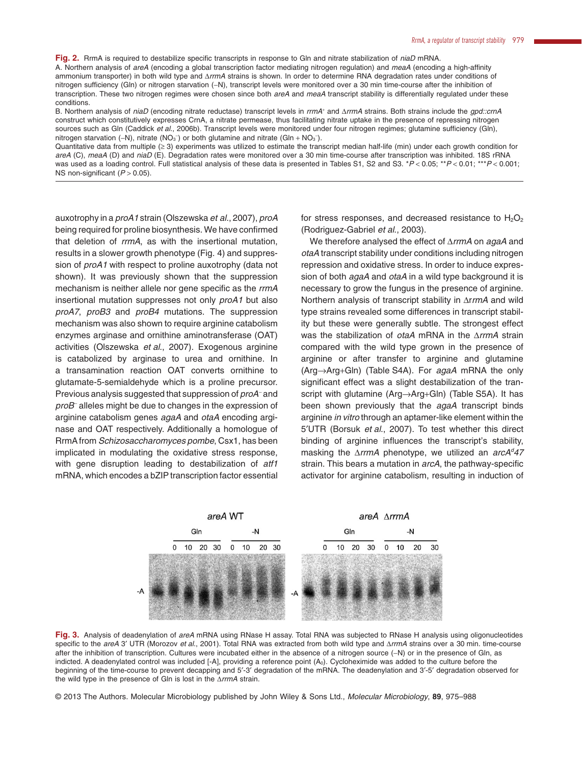**Fig. 2.** RrmA is required to destabilize specific transcripts in response to Gln and nitrate stabilization of *niaD* mRNA.
A. Northern analysis of *areA* (encoding a global transcription factor mediating nitrogen regulation) and *meaA* (encoding a high-affinity ammonium transporter) in both wild type and Δ*rrmA* strains is shown. In order to determine RNA degradation rates under conditions of nitrogen sufficiency (Gln) or nitrogen starvation (–N), transcript levels were monitored over a 30 min time-course after the inhibition of transcription. These two nitrogen regimes were chosen since both *areA* and *meaA* transcript stability is differentially regulated under these conditions.
B. Northern analysis of *niaD* (encoding nitrate reductase) transcript levels in *rrmA*⁺ and Δ*rrmA* strains. Both strains include the *gpd::crnA* construct which constitutively expresses CrnA, a nitrate permease, thus facilitating nitrate uptake in the presence of repressing nitrogen sources such as Gln (Caddick *et al.*, 2006b). Transcript levels were monitored under four nitrogen regimes; glutamine sufficiency (Gln), nitrogen starvation (–N), nitrate ($NO_3^-$) or both glutamine and nitrate (Gln + $NO_3^-$).
Quantitative data from multiple (≥ 3) experiments was utilized to estimate the transcript median half-life (min) under each growth condition for *areA* (C), *meaA* (D) and *niaD* (E). Degradation rates were monitored over a 30 min time-course after transcription was inhibited. 18S rRNA was used as a loading control. Full statistical analysis of these data is presented in Tables S1, S2 and S3. *$P < 0.05$; **$P < 0.01$; ***$P < 0.001$; NS non-significant ($P > 0.05$).

auxotrophy in a *proA1* strain (Olszewska *et al.*, 2007), *proA* being required for proline biosynthesis. We have confirmed that deletion of *rrmA*, as with the insertional mutation, results in a slower growth phenotype (Fig. 4) and suppression of *proA1* with respect to proline auxotrophy (data not shown). It was previously shown that the suppression mechanism is neither allele nor gene specific as the *rrmA* insertional mutation suppresses not only *proA1* but also *proA7*, *proB3* and *proB4* mutations. The suppression mechanism was also shown to require arginine catabolism enzymes arginase and ornithine aminotransferase (OAT) activities (Olszewska *et al.*, 2007). Exogenous arginine is catabolized by arginase to urea and ornithine. In a transamination reaction OAT converts ornithine to glutamate-5-semialdehyde which is a proline precursor. Previous analysis suggested that suppression of *proA*⁻ and *proB*⁻ alleles might be due to changes in the expression of arginine catabolism genes *agaA* and *otaA* encoding arginase and OAT respectively. Additionally a homologue of RrmA from *Schizosaccharomyces pombe*, Csx1, has been implicated in modulating the oxidative stress response, with gene disruption leading to destabilization of *atf1* mRNA, which encodes a bZIP transcription factor essential for stress responses, and decreased resistance to $H_2O_2$ (Rodriguez-Gabriel *et al.*, 2003).

We therefore analysed the effect of Δ*rrmA* on *agaA* and *otaA* transcript stability under conditions including nitrogen repression and oxidative stress. In order to induce expression of both *agaA* and *otaA* in a wild type background it is necessary to grow the fungus in the presence of arginine. Northern analysis of transcript stability in Δ*rrmA* and wild type strains revealed some differences in transcript stability but these were generally subtle. The strongest effect was the stabilization of *otaA* mRNA in the Δ*rrmA* strain compared with the wild type grown in the presence of arginine or after transfer to arginine and glutamine (Arg→Arg+Gln) (Table S4A). For *agaA* mRNA the only significant effect was a slight destabilization of the transcript with glutamine (Arg→Arg+Gln) (Table S5A). It has been shown previously that the *agaA* transcript binds arginine *in vitro* through an aptamer-like element within the 5′UTR (Borsuk *et al.*, 2007). To test whether this direct binding of arginine influences the transcript's stability, masking the Δ*rrmA* phenotype, we utilized an *arcA*[d]*47* strain. This bears a mutation in *arcA*, the pathway-specific activator for arginine catabolism, resulting in induction of

**Fig. 3.** Analysis of deadenylation of *areA* mRNA using RNase H assay. Total RNA was subjected to RNase H analysis using oligonucleotides specific to the *areA* 3′ UTR (Morozov *et al.*, 2001). Total RNA was extracted from both wild type and Δ*rrmA* strains over a 30 min. time-course after the inhibition of transcription. Cultures were incubated either in the absence of a nitrogen source (–N) or in the presence of Gln, as indicted. A deadenylated control was included [-A], providing a reference point ($A_0$). Cycloheximide was added to the culture before the beginning of the time-course to prevent decapping and 5′-3′ degradation of the mRNA. The deadenylation and 3′-5′ degradation observed for the wild type in the presence of Gln is lost in the Δ*rrmA* strain.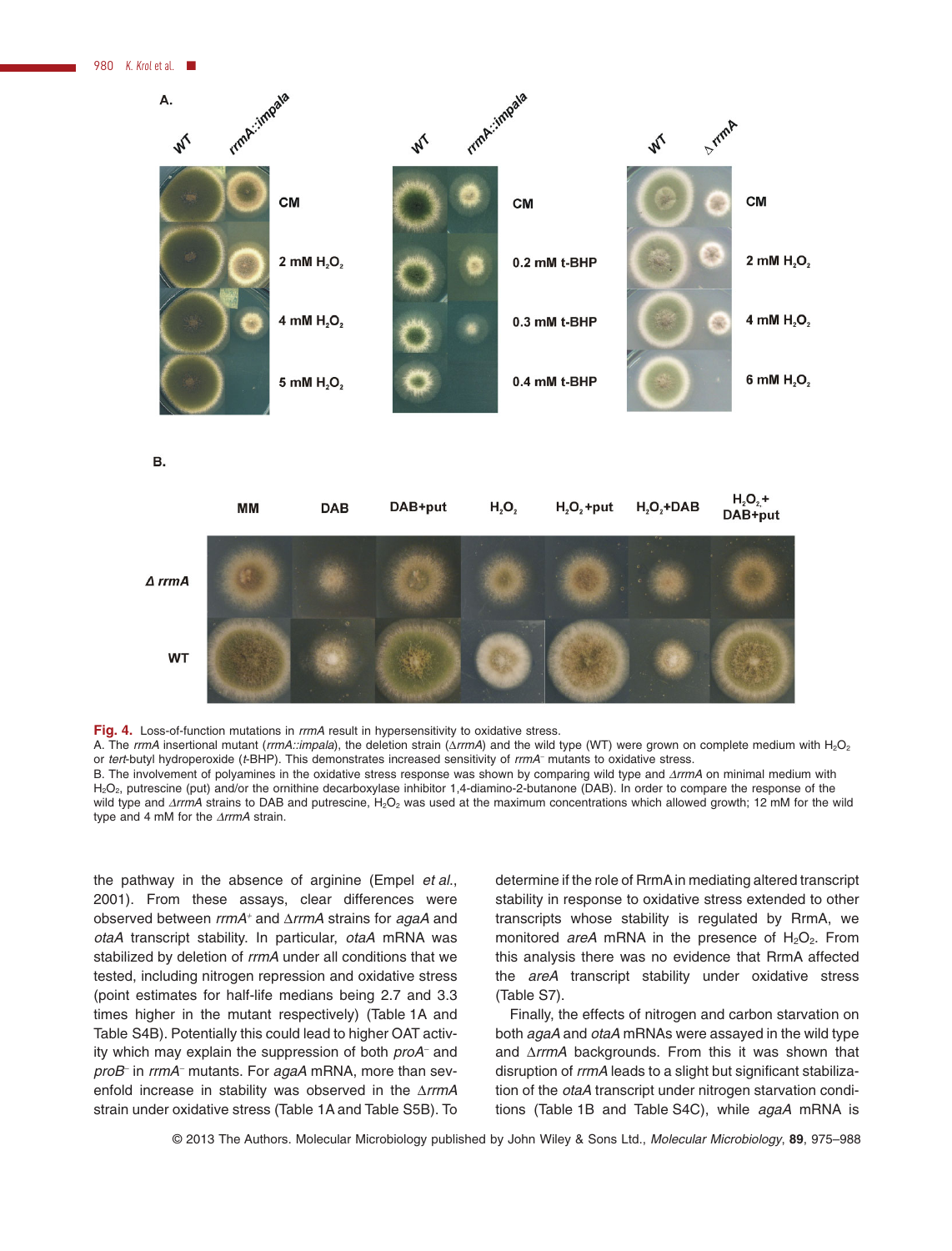**Fig. 4.** Loss-of-function mutations in *rrmA* result in hypersensitivity to oxidative stress.
A. The *rrmA* insertional mutant (*rrmA::impala*), the deletion strain (Δ*rrmA*) and the wild type (WT) were grown on complete medium with $H_2O_2$ or *tert*-butyl hydroperoxide (*t*-BHP). This demonstrates increased sensitivity of *rrmA*⁻ mutants to oxidative stress.
B. The involvement of polyamines in the oxidative stress response was shown by comparing wild type and Δ*rrmA* on minimal medium with $H_2O_2$, putrescine (put) and/or the ornithine decarboxylase inhibitor 1,4-diamino-2-butanone (DAB). In order to compare the response of the wild type and Δ*rrmA* strains to DAB and putrescine, $H_2O_2$ was used at the maximum concentrations which allowed growth; 12 mM for the wild type and 4 mM for the Δ*rrmA* strain.

the pathway in the absence of arginine (Empel *et al.*, 2001). From these assays, clear differences were observed between *rrmA*⁺ and Δ*rrmA* strains for *agaA* and *otaA* transcript stability. In particular, *otaA* mRNA was stabilized by deletion of *rrmA* under all conditions that we tested, including nitrogen repression and oxidative stress (point estimates for half-life medians being 2.7 and 3.3 times higher in the mutant respectively) (Table 1A and Table S4B). Potentially this could lead to higher OAT activity which may explain the suppression of both *proA*⁻ and *proB*⁻ in *rrmA*⁻ mutants. For *agaA* mRNA, more than sevenfold increase in stability was observed in the Δ*rrmA* strain under oxidative stress (Table 1A and Table S5B). To determine if the role of RrmA in mediating altered transcript stability in response to oxidative stress extended to other transcripts whose stability is regulated by RrmA, we monitored *areA* mRNA in the presence of $H_2O_2$. From this analysis there was no evidence that RrmA affected the *areA* transcript stability under oxidative stress (Table S7).

Finally, the effects of nitrogen and carbon starvation on both *agaA* and *otaA* mRNAs were assayed in the wild type and Δ*rrmA* backgrounds. From this it was shown that disruption of *rrmA* leads to a slight but significant stabilization of the *otaA* transcript under nitrogen starvation conditions (Table 1B and Table S4C), while *agaA* mRNA is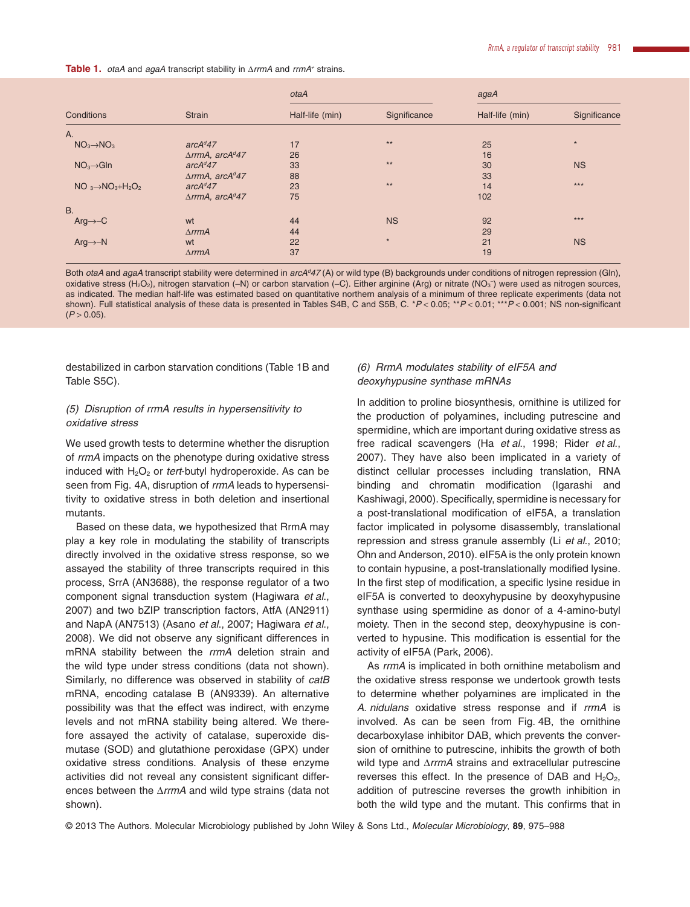**Table 1.** *otaA* and *agaA* transcript stability in Δ*rrmA* and *rrmA*+ strains.

| Conditions | Strain | *otaA* | | *agaA* | |
|---|---|---|---|---|---|
| | | Half-life (min) | Significance | Half-life (min) | Significance |
| A. | | | | | |
| $NO_3 \rightarrow NO_3$ | *arcA*[d]*47* | 17 | ** | 25 | * |
| | Δ*rrmA*, *arcA*[d]*47* | 26 | | 16 | |
| $NO_3 \rightarrow Gln$ | *arcA*[d]*47* | 33 | ** | 30 | NS |
| | Δ*rrmA*, *arcA*[d]*47* | 88 | | 33 | |
| $NO_3 \rightarrow NO_3 + H_2O_2$ | *arcA*[d]*47* | 23 | ** | 14 | *** |
| | Δ*rrmA*, *arcA*[d]*47* | 75 | | 102 | |
| B. | | | | | |
| Arg→–C | wt | 44 | NS | 92 | *** |
| | Δ*rrmA* | 44 | | 29 | |
| Arg→–N | wt | 22 | * | 21 | NS |
| | Δ*rrmA* | 37 | | 19 | |

Both *otaA* and *agaA* transcript stability were determined in *arcA*[d]*47* (A) or wild type (B) backgrounds under conditions of nitrogen repression (Gln), oxidative stress ($H_2O_2$), nitrogen starvation (–N) or carbon starvation (–C). Either arginine (Arg) or nitrate ($NO_3^-$) were used as nitrogen sources, as indicated. The median half-life was estimated based on quantitative northern analysis of a minimum of three replicate experiments (data not shown). Full statistical analysis of these data is presented in Tables S4B, C and S5B, C. *$P < 0.05$; **$P < 0.01$; ***$P < 0.001$; NS non-significant ($P > 0.05$).

destabilized in carbon starvation conditions (Table 1B and Table S5C).

### *(5) Disruption of rrmA results in hypersensitivity to oxidative stress*

We used growth tests to determine whether the disruption of *rrmA* impacts on the phenotype during oxidative stress induced with $H_2O_2$ or *tert*-butyl hydroperoxide. As can be seen from Fig. 4A, disruption of *rrmA* leads to hypersensitivity to oxidative stress in both deletion and insertional mutants.

Based on these data, we hypothesized that RrmA may play a key role in modulating the stability of transcripts directly involved in the oxidative stress response, so we assayed the stability of three transcripts required in this process, SrrA (AN3688), the response regulator of a two component signal transduction system (Hagiwara *et al.*, 2007) and two bZIP transcription factors, AtfA (AN2911) and NapA (AN7513) (Asano *et al.*, 2007; Hagiwara *et al.*, 2008). We did not observe any significant differences in mRNA stability between the *rrmA* deletion strain and the wild type under stress conditions (data not shown). Similarly, no difference was observed in stability of *catB* mRNA, encoding catalase B (AN9339). An alternative possibility was that the effect was indirect, with enzyme levels and not mRNA stability being altered. We therefore assayed the activity of catalase, superoxide dismutase (SOD) and glutathione peroxidase (GPX) under oxidative stress conditions. Analysis of these enzyme activities did not reveal any consistent significant differences between the Δ*rrmA* and wild type strains (data not shown).

### *(6) RrmA modulates stability of eIF5A and deoxyhypusine synthase mRNAs*

In addition to proline biosynthesis, ornithine is utilized for the production of polyamines, including putrescine and spermidine, which are important during oxidative stress as free radical scavengers (Ha *et al.*, 1998; Rider *et al.*, 2007). They have also been implicated in a variety of distinct cellular processes including translation, RNA binding and chromatin modification (Igarashi and Kashiwagi, 2000). Specifically, spermidine is necessary for a post-translational modification of eIF5A, a translation factor implicated in polysome disassembly, translational repression and stress granule assembly (Li *et al.*, 2010; Ohn and Anderson, 2010). eIF5A is the only protein known to contain hypusine, a post-translationally modified lysine. In the first step of modification, a specific lysine residue in eIF5A is converted to deoxyhypusine by deoxyhypusine synthase using spermidine as donor of a 4-amino-butyl moiety. Then in the second step, deoxyhypusine is converted to hypusine. This modification is essential for the activity of eIF5A (Park, 2006).

As *rrmA* is implicated in both ornithine metabolism and the oxidative stress response we undertook growth tests to determine whether polyamines are implicated in the *A. nidulans* oxidative stress response and if *rrmA* is involved. As can be seen from Fig. 4B, the ornithine decarboxylase inhibitor DAB, which prevents the conversion of ornithine to putrescine, inhibits the growth of both wild type and Δ*rrmA* strains and extracellular putrescine reverses this effect. In the presence of DAB and $H_2O_2$, addition of putrescine reverses the growth inhibition in both the wild type and the mutant. This confirms that in

© 2013 The Authors. Molecular Microbiology published by John Wiley & Sons Ltd., *Molecular Microbiology*, **89**, 975–988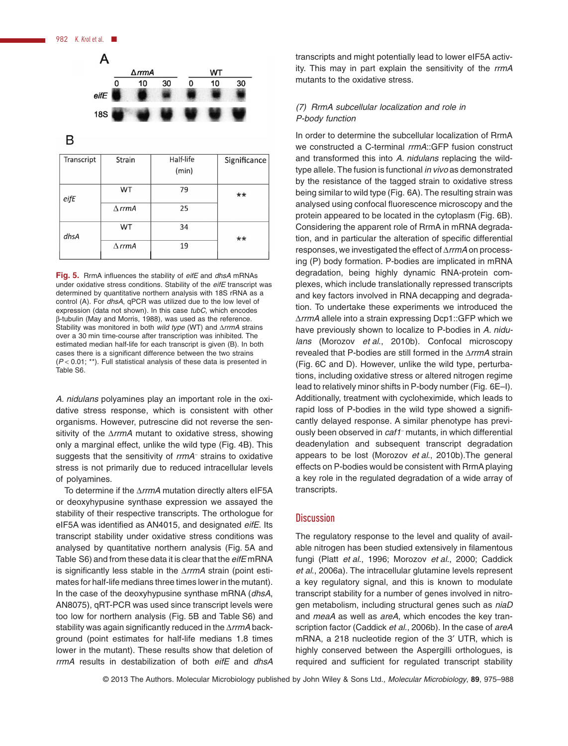| Transcript | Strain | Half-life (min) | Significance |
|---|---|---|---|
| *eifE* | WT | 79 | ** |
| | Δ*rrmA* | 25 | |
| *dhsA* | WT | 34 | ** |
| | Δ*rrmA* | 19 | |

**Fig. 5.** RrmA influences the stability of *eifE* and *dhsA* mRNAs under oxidative stress conditions. Stability of the *eifE* transcript was determined by quantitative northern analysis with 18S rRNA as a control (A). For *dhsA*, qPCR was utilized due to the low level of expression (data not shown). In this case *tubC*, which encodes β-tubulin (May and Morris, 1988), was used as the reference. Stability was monitored in both *wild type* (WT) and Δ*rrmA* strains over a 30 min time-course after transcription was inhibited. The estimated median half-life for each transcript is given (B). In both cases there is a significant difference between the two strains ($P < 0.01$; **). Full statistical analysis of these data is presented in Table S6.

*A. nidulans* polyamines play an important role in the oxidative stress response, which is consistent with other organisms. However, putrescine did not reverse the sensitivity of the Δ*rrmA* mutant to oxidative stress, showing only a marginal effect, unlike the wild type (Fig. 4B). This suggests that the sensitivity of *rrmA*⁻ strains to oxidative stress is not primarily due to reduced intracellular levels of polyamines.

To determine if the Δ*rrmA* mutation directly alters eIF5A or deoxyhypusine synthase expression we assayed the stability of their respective transcripts. The orthologue for eIF5A was identified as AN4015, and designated *eifE*. Its transcript stability under oxidative stress conditions was analysed by quantitative northern analysis (Fig. 5A and Table S6) and from these data it is clear that the *eifE* mRNA is significantly less stable in the Δ*rrmA* strain (point estimates for half-life medians three times lower in the mutant). In the case of the deoxyhypusine synthase mRNA (*dhsA*, AN8075), qRT-PCR was used since transcript levels were too low for northern analysis (Fig. 5B and Table S6) and stability was again significantly reduced in the Δ*rrmA* background (point estimates for half-life medians 1.8 times lower in the mutant). These results show that deletion of *rrmA* results in destabilization of both *eifE* and *dhsA* transcripts and might potentially lead to lower eIF5A activity. This may in part explain the sensitivity of the *rrmA* mutants to the oxidative stress.

### (7) *RrmA subcellular localization and role in P-body function*

In order to determine the subcellular localization of RrmA we constructed a C-terminal *rrmA*::GFP fusion construct and transformed this into *A. nidulans* replacing the wild-type allele. The fusion is functional *in vivo* as demonstrated by the resistance of the tagged strain to oxidative stress being similar to wild type (Fig. 6A). The resulting strain was analysed using confocal fluorescence microscopy and the protein appeared to be located in the cytoplasm (Fig. 6B). Considering the apparent role of RrmA in mRNA degradation, and in particular the alteration of specific differential responses, we investigated the effect of Δ*rrmA* on processing (P) body formation. P-bodies are implicated in mRNA degradation, being highly dynamic RNA-protein complexes, which include translationally repressed transcripts and key factors involved in RNA decapping and degradation. To undertake these experiments we introduced the Δ*rrmA* allele into a strain expressing Dcp1::GFP which we have previously shown to localize to P-bodies in *A. nidulans* (Morozov *et al.*, 2010b). Confocal microscopy revealed that P-bodies are still formed in the Δ*rrmA* strain (Fig. 6C and D). However, unlike the wild type, perturbations, including oxidative stress or altered nitrogen regime lead to relatively minor shifts in P-body number (Fig. 6E–I). Additionally, treatment with cycloheximide, which leads to rapid loss of P-bodies in the wild type showed a significantly delayed response. A similar phenotype has previously been observed in *caf1*⁻ mutants, in which differential deadenylation and subsequent transcript degradation appears to be lost (Morozov *et al.*, 2010b).The general effects on P-bodies would be consistent with RrmA playing a key role in the regulated degradation of a wide array of transcripts.

## Discussion

The regulatory response to the level and quality of available nitrogen has been studied extensively in filamentous fungi (Platt *et al.*, 1996; Morozov *et al.*, 2000; Caddick *et al.*, 2006a). The intracellular glutamine levels represent a key regulatory signal, and this is known to modulate transcript stability for a number of genes involved in nitrogen metabolism, including structural genes such as *niaD* and *meaA* as well as *areA*, which encodes the key transcription factor (Caddick *et al.*, 2006b). In the case of *areA* mRNA, a 218 nucleotide region of the 3′ UTR, which is highly conserved between the Aspergilli orthologues, is required and sufficient for regulated transcript stability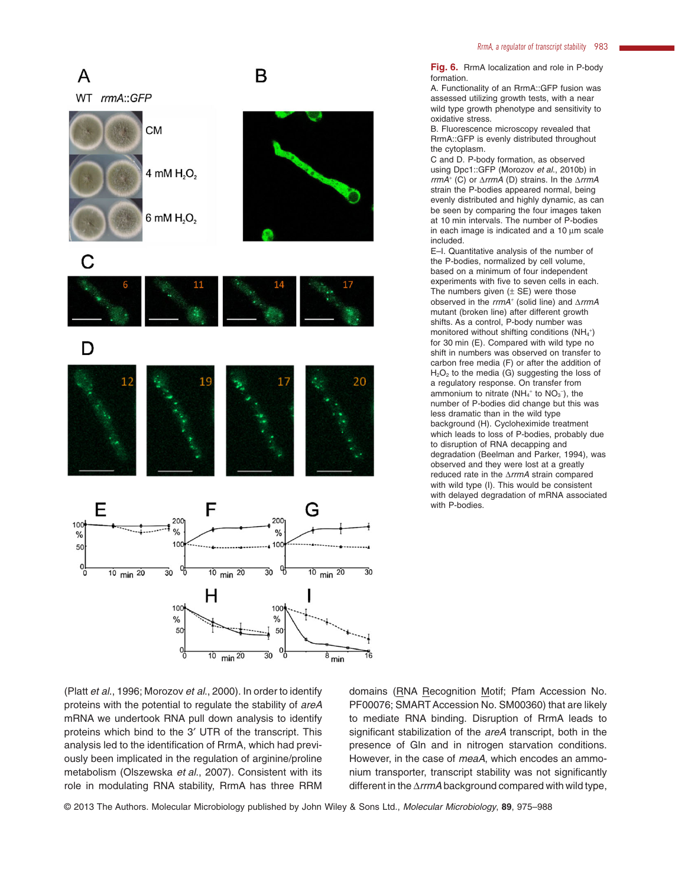**Fig. 6.** RrmA localization and role in P-body formation.

A. Functionality of an RrmA::GFP fusion was assessed utilizing growth tests, with a near wild type growth phenotype and sensitivity to oxidative stress.

B. Fluorescence microscopy revealed that RrmA::GFP is evenly distributed throughout the cytoplasm.

C and D. P-body formation, as observed using Dpc1::GFP (Morozov *et al.*, 2010b) in *rrmA*$^+$ (C) or Δ*rrmA* (D) strains. In the Δ*rrmA* strain the P-bodies appeared normal, being evenly distributed and highly dynamic, as can be seen by comparing the four images taken at 10 min intervals. The number of P-bodies in each image is indicated and a 10 μm scale included.

E–I. Quantitative analysis of the number of the P-bodies, normalized by cell volume, based on a minimum of four independent experiments with five to seven cells in each. The numbers given (± SE) were those observed in the *rrmA*$^+$ (solid line) and Δ*rrmA* mutant (broken line) after different growth shifts. As a control, P-body number was monitored without shifting conditions ($NH_4^+$) for 30 min (E). Compared with wild type no shift in numbers was observed on transfer to carbon free media (F) or after the addition of $H_2O_2$ to the media (G) suggesting the loss of a regulatory response. On transfer from ammonium to nitrate ($NH_4^+$ to $NO_3^-$), the number of P-bodies did change but this was less dramatic than in the wild type background (H). Cycloheximide treatment which leads to loss of P-bodies, probably due to disruption of RNA decapping and degradation (Beelman and Parker, 1994), was observed and they were lost at a greatly reduced rate in the Δ*rrmA* strain compared with wild type (I). This would be consistent with delayed degradation of mRNA associated with P-bodies.

(Platt *et al.*, 1996; Morozov *et al.*, 2000). In order to identify proteins with the potential to regulate the stability of *areA* mRNA we undertook RNA pull down analysis to identify proteins which bind to the 3′ UTR of the transcript. This analysis led to the identification of RrmA, which had previously been implicated in the regulation of arginine/proline metabolism (Olszewska *et al.*, 2007). Consistent with its role in modulating RNA stability, RrmA has three RRM domains (RNA Recognition Motif; Pfam Accession No. PF00076; SMART Accession No. SM00360) that are likely to mediate RNA binding. Disruption of RrmA leads to significant stabilization of the *areA* transcript, both in the presence of Gln and in nitrogen starvation conditions. However, in the case of *meaA*, which encodes an ammonium transporter, transcript stability was not significantly different in the Δ*rrmA* background compared with wild type,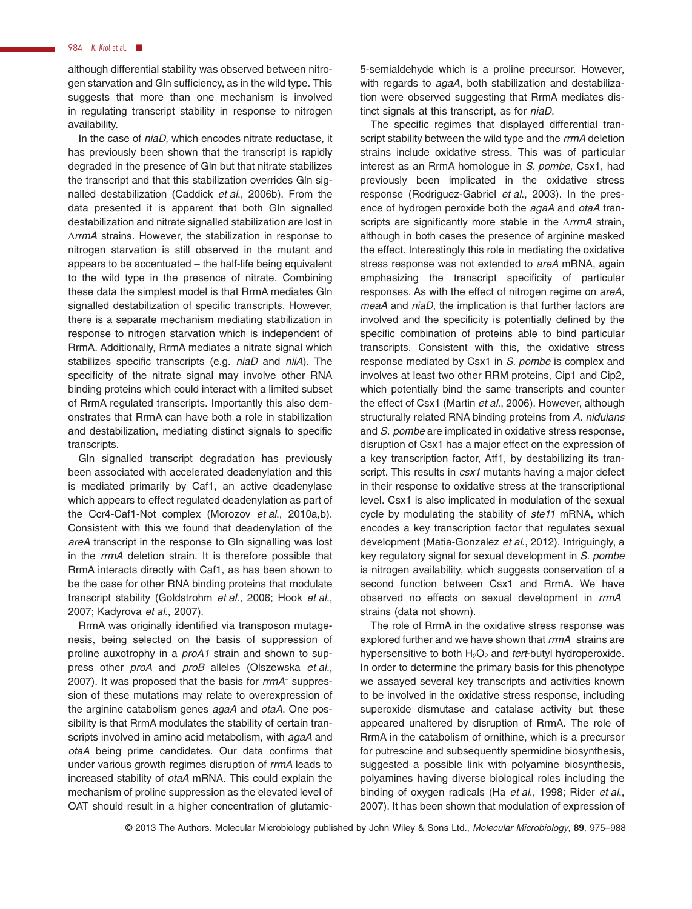although differential stability was observed between nitrogen starvation and Gln sufficiency, as in the wild type. This suggests that more than one mechanism is involved in regulating transcript stability in response to nitrogen availability.

In the case of *niaD*, which encodes nitrate reductase, it has previously been shown that the transcript is rapidly degraded in the presence of Gln but that nitrate stabilizes the transcript and that this stabilization overrides Gln signalled destabilization (Caddick *et al.*, 2006b). From the data presented it is apparent that both Gln signalled destabilization and nitrate signalled stabilization are lost in Δ*rrmA* strains. However, the stabilization in response to nitrogen starvation is still observed in the mutant and appears to be accentuated – the half-life being equivalent to the wild type in the presence of nitrate. Combining these data the simplest model is that RrmA mediates Gln signalled destabilization of specific transcripts. However, there is a separate mechanism mediating stabilization in response to nitrogen starvation which is independent of RrmA. Additionally, RrmA mediates a nitrate signal which stabilizes specific transcripts (e.g. *niaD* and *niiA*). The specificity of the nitrate signal may involve other RNA binding proteins which could interact with a limited subset of RrmA regulated transcripts. Importantly this also demonstrates that RrmA can have both a role in stabilization and destabilization, mediating distinct signals to specific transcripts.

Gln signalled transcript degradation has previously been associated with accelerated deadenylation and this is mediated primarily by Caf1, an active deadenylase which appears to effect regulated deadenylation as part of the Ccr4-Caf1-Not complex (Morozov *et al.*, 2010a,b). Consistent with this we found that deadenylation of the *areA* transcript in the response to Gln signalling was lost in the *rrmA* deletion strain. It is therefore possible that RrmA interacts directly with Caf1, as has been shown to be the case for other RNA binding proteins that modulate transcript stability (Goldstrohm *et al.*, 2006; Hook *et al.*, 2007; Kadyrova *et al.*, 2007).

RrmA was originally identified via transposon mutagenesis, being selected on the basis of suppression of proline auxotrophy in a *proA1* strain and shown to suppress other *proA* and *proB* alleles (Olszewska *et al.*, 2007). It was proposed that the basis for *rrmA*⁻ suppression of these mutations may relate to overexpression of the arginine catabolism genes *agaA* and *otaA*. One possibility is that RrmA modulates the stability of certain transcripts involved in amino acid metabolism, with *agaA* and *otaA* being prime candidates. Our data confirms that under various growth regimes disruption of *rrmA* leads to increased stability of *otaA* mRNA. This could explain the mechanism of proline suppression as the elevated level of OAT should result in a higher concentration of glutamic-5-semialdehyde which is a proline precursor. However, with regards to *agaA*, both stabilization and destabilization were observed suggesting that RrmA mediates distinct signals at this transcript, as for *niaD*.

The specific regimes that displayed differential transcript stability between the wild type and the *rrmA* deletion strains include oxidative stress. This was of particular interest as an RrmA homologue in *S. pombe*, Csx1, had previously been implicated in the oxidative stress response (Rodriguez-Gabriel *et al.*, 2003). In the presence of hydrogen peroxide both the *agaA* and *otaA* transcripts are significantly more stable in the Δ*rrmA* strain, although in both cases the presence of arginine masked the effect. Interestingly this role in mediating the oxidative stress response was not extended to *areA* mRNA, again emphasizing the transcript specificity of particular responses. As with the effect of nitrogen regime on *areA*, *meaA* and *niaD*, the implication is that further factors are involved and the specificity is potentially defined by the specific combination of proteins able to bind particular transcripts. Consistent with this, the oxidative stress response mediated by Csx1 in *S. pombe* is complex and involves at least two other RRM proteins, Cip1 and Cip2, which potentially bind the same transcripts and counter the effect of Csx1 (Martin *et al.*, 2006). However, although structurally related RNA binding proteins from *A. nidulans* and *S. pombe* are implicated in oxidative stress response, disruption of Csx1 has a major effect on the expression of a key transcription factor, Atf1, by destabilizing its transcript. This results in *csx1* mutants having a major defect in their response to oxidative stress at the transcriptional level. Csx1 is also implicated in modulation of the sexual cycle by modulating the stability of *ste11* mRNA, which encodes a key transcription factor that regulates sexual development (Matia-Gonzalez *et al.*, 2012). Intriguingly, a key regulatory signal for sexual development in *S. pombe* is nitrogen availability, which suggests conservation of a second function between Csx1 and RrmA. We have observed no effects on sexual development in *rrmA*⁻ strains (data not shown).

The role of RrmA in the oxidative stress response was explored further and we have shown that *rrmA*⁻ strains are hypersensitive to both $H_2O_2$ and *tert*-butyl hydroperoxide. In order to determine the primary basis for this phenotype we assayed several key transcripts and activities known to be involved in the oxidative stress response, including superoxide dismutase and catalase activity but these appeared unaltered by disruption of RrmA. The role of RrmA in the catabolism of ornithine, which is a precursor for putrescine and subsequently spermidine biosynthesis, suggested a possible link with polyamine biosynthesis, polyamines having diverse biological roles including the binding of oxygen radicals (Ha *et al.*, 1998; Rider *et al.*, 2007). It has been shown that modulation of expression of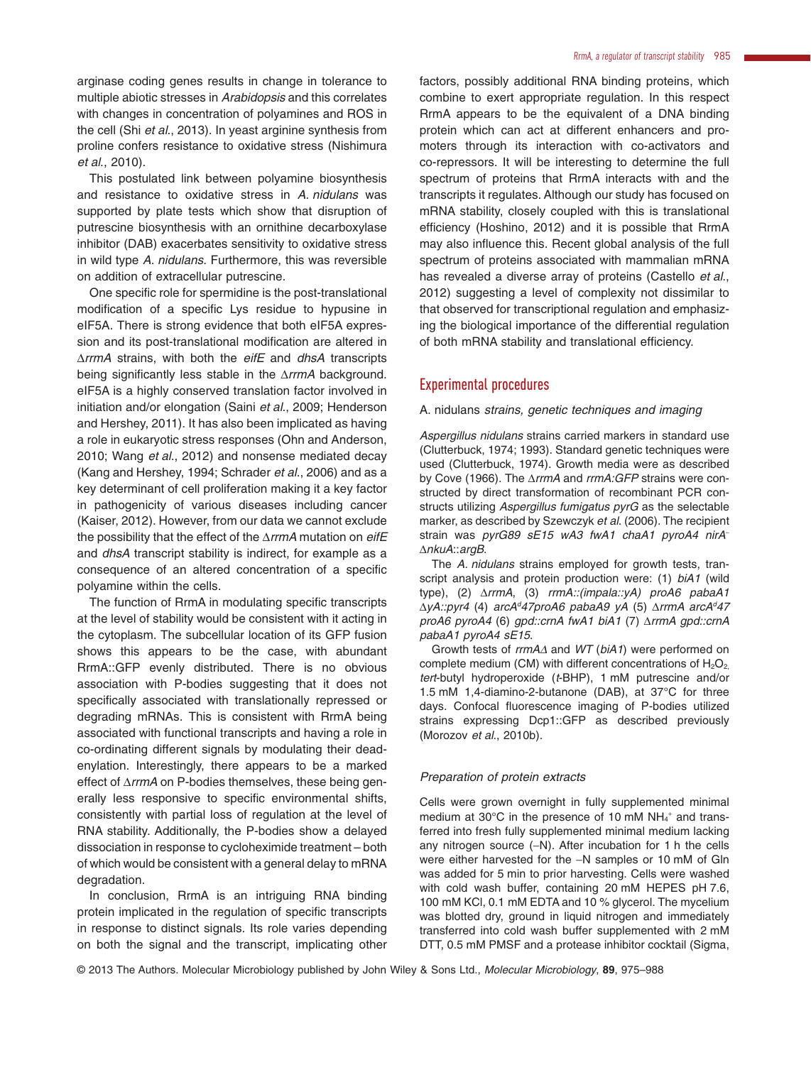arginase coding genes results in change in tolerance to multiple abiotic stresses in *Arabidopsis* and this correlates with changes in concentration of polyamines and ROS in the cell (Shi *et al*., 2013). In yeast arginine synthesis from proline confers resistance to oxidative stress (Nishimura *et al*., 2010).

This postulated link between polyamine biosynthesis and resistance to oxidative stress in *A. nidulans* was supported by plate tests which show that disruption of putrescine biosynthesis with an ornithine decarboxylase inhibitor (DAB) exacerbates sensitivity to oxidative stress in wild type *A. nidulans*. Furthermore, this was reversible on addition of extracellular putrescine.

One specific role for spermidine is the post-translational modification of a specific Lys residue to hypusine in eIF5A. There is strong evidence that both eIF5A expression and its post-translational modification are altered in Δ*rrmA* strains, with both the *eifE* and *dhsA* transcripts being significantly less stable in the Δ*rrmA* background. eIF5A is a highly conserved translation factor involved in initiation and/or elongation (Saini *et al*., 2009; Henderson and Hershey, 2011). It has also been implicated as having a role in eukaryotic stress responses (Ohn and Anderson, 2010; Wang *et al*., 2012) and nonsense mediated decay (Kang and Hershey, 1994; Schrader *et al*., 2006) and as a key determinant of cell proliferation making it a key factor in pathogenicity of various diseases including cancer (Kaiser, 2012). However, from our data we cannot exclude the possibility that the effect of the Δ*rrmA* mutation on *eifE* and *dhsA* transcript stability is indirect, for example as a consequence of an altered concentration of a specific polyamine within the cells.

The function of RrmA in modulating specific transcripts at the level of stability would be consistent with it acting in the cytoplasm. The subcellular location of its GFP fusion shows this appears to be the case, with abundant RrmA::GFP evenly distributed. There is no obvious association with P-bodies suggesting that it does not specifically associated with translationally repressed or degrading mRNAs. This is consistent with RrmA being associated with functional transcripts and having a role in co-ordinating different signals by modulating their deadenylation. Interestingly, there appears to be a marked effect of Δ*rrmA* on P-bodies themselves, these being generally less responsive to specific environmental shifts, consistently with partial loss of regulation at the level of RNA stability. Additionally, the P-bodies show a delayed dissociation in response to cycloheximide treatment – both of which would be consistent with a general delay to mRNA degradation.

In conclusion, RrmA is an intriguing RNA binding protein implicated in the regulation of specific transcripts in response to distinct signals. Its role varies depending on both the signal and the transcript, implicating other factors, possibly additional RNA binding proteins, which combine to exert appropriate regulation. In this respect RrmA appears to be the equivalent of a DNA binding protein which can act at different enhancers and promoters through its interaction with co-activators and co-repressors. It will be interesting to determine the full spectrum of proteins that RrmA interacts with and the transcripts it regulates. Although our study has focused on mRNA stability, closely coupled with this is translational efficiency (Hoshino, 2012) and it is possible that RrmA may also influence this. Recent global analysis of the full spectrum of proteins associated with mammalian mRNA has revealed a diverse array of proteins (Castello *et al*., 2012) suggesting a level of complexity not dissimilar to that observed for transcriptional regulation and emphasizing the biological importance of the differential regulation of both mRNA stability and translational efficiency.

## Experimental procedures

### A. nidulans *strains, genetic techniques and imaging*

*Aspergillus nidulans* strains carried markers in standard use (Clutterbuck, 1974; 1993). Standard genetic techniques were used (Clutterbuck, 1974). Growth media were as described by Cove (1966). The Δ*rrmA* and *rrmA:GFP* strains were constructed by direct transformation of recombinant PCR constructs utilizing *Aspergillus fumigatus pyrG* as the selectable marker, as described by Szewczyk *et al*. (2006). The recipient strain was *pyrG89 sE15 wA3 fwA1 chaA1 pyroA4 nirA*⁻ Δ*nkuA*::*argB*.

The *A. nidulans* strains employed for growth tests, transcript analysis and protein production were: (1) *biA1* (wild type), (2) Δ*rrmA*, (3) *rrmA::(impala::yA) proA6 pabaA1* Δ*yA::pyr4* (4) *arcA^d47proA6 pabaA9 yA* (5) Δ*rrmA arcA^d47 proA6 pyroA4* (6) *gpd::crnA fwA1 biA1* (7) Δ*rrmA gpd::crnA pabaA1 pyroA4 sE15*.

Growth tests of *rrmA*Δ and *WT* (*biA1*) were performed on complete medium (CM) with different concentrations of $H_2O_2$, *tert*-butyl hydroperoxide (*t*-BHP), 1 mM putrescine and/or 1.5 mM 1,4-diamino-2-butanone (DAB), at 37°C for three days. Confocal fluorescence imaging of P-bodies utilized strains expressing Dcp1::GFP as described previously (Morozov *et al*., 2010b).

### *Preparation of protein extracts*

Cells were grown overnight in fully supplemented minimal medium at 30°C in the presence of 10 mM $NH_4^+$ and transferred into fresh fully supplemented minimal medium lacking any nitrogen source (–N). After incubation for 1 h the cells were either harvested for the –N samples or 10 mM of Gln was added for 5 min to prior harvesting. Cells were washed with cold wash buffer, containing 20 mM HEPES pH 7.6, 100 mM KCl, 0.1 mM EDTA and 10 % glycerol. The mycelium was blotted dry, ground in liquid nitrogen and immediately transferred into cold wash buffer supplemented with 2 mM DTT, 0.5 mM PMSF and a protease inhibitor cocktail (Sigma,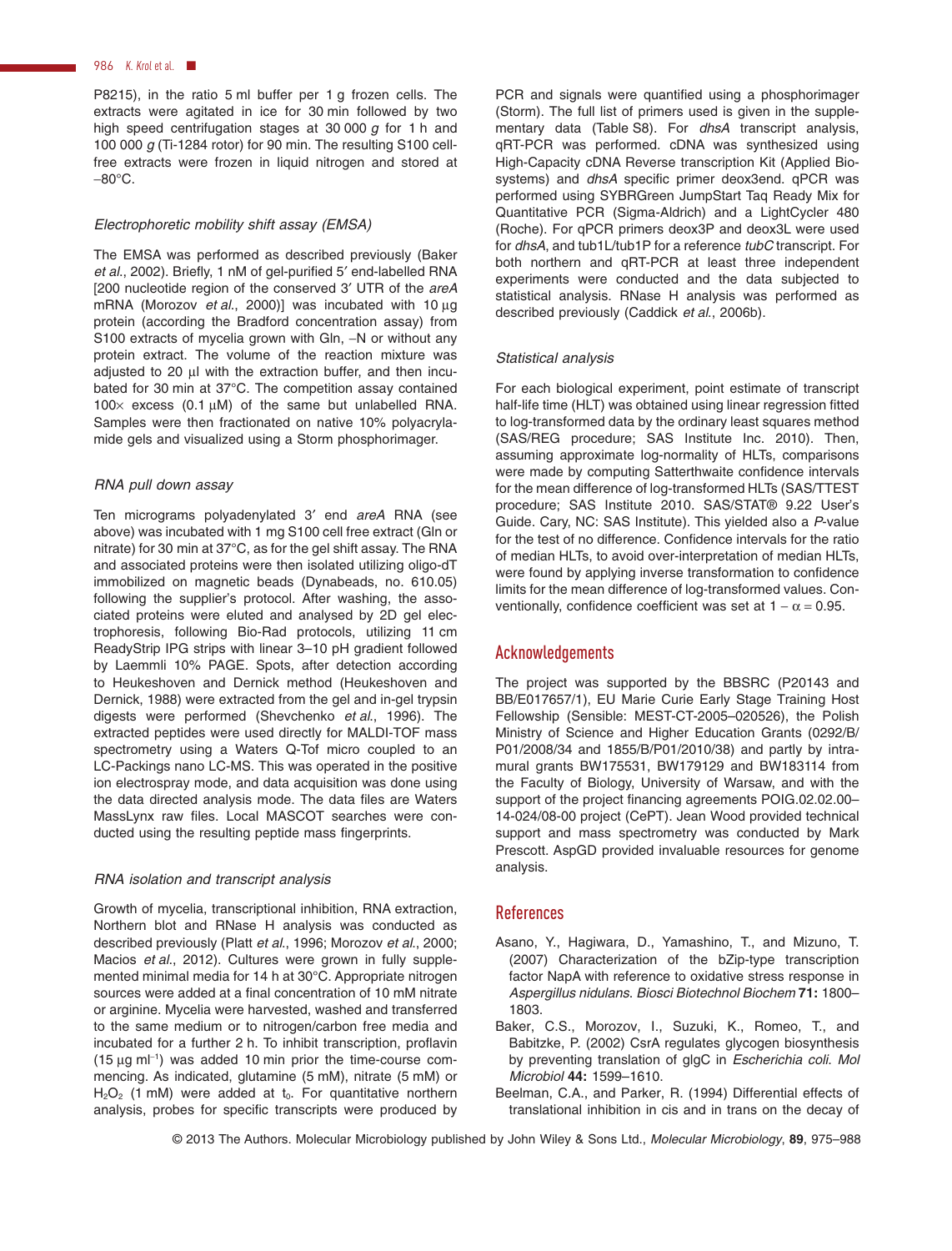P8215), in the ratio 5 ml buffer per 1 g frozen cells. The extracts were agitated in ice for 30 min followed by two high speed centrifugation stages at 30 000 *g* for 1 h and 100 000 *g* (Ti-1284 rotor) for 90 min. The resulting S100 cell-free extracts were frozen in liquid nitrogen and stored at −80°C.

### *Electrophoretic mobility shift assay (EMSA)*

The EMSA was performed as described previously (Baker *et al.*, 2002). Briefly, 1 nM of gel-purified 5′ end-labelled RNA [200 nucleotide region of the conserved 3′ UTR of the *areA* mRNA (Morozov *et al.*, 2000)] was incubated with 10 μg protein (according the Bradford concentration assay) from S100 extracts of mycelia grown with Gln, –N or without any protein extract. The volume of the reaction mixture was adjusted to 20 μl with the extraction buffer, and then incubated for 30 min at 37°C. The competition assay contained 100× excess (0.1 μM) of the same but unlabelled RNA. Samples were then fractionated on native 10% polyacrylamide gels and visualized using a Storm phosphorimager.

### *RNA pull down assay*

Ten micrograms polyadenylated 3′ end *areA* RNA (see above) was incubated with 1 mg S100 cell free extract (Gln or nitrate) for 30 min at 37°C, as for the gel shift assay. The RNA and associated proteins were then isolated utilizing oligo-dT immobilized on magnetic beads (Dynabeads, no. 610.05) following the supplier's protocol. After washing, the associated proteins were eluted and analysed by 2D gel electrophoresis, following Bio-Rad protocols, utilizing 11 cm ReadyStrip IPG strips with linear 3–10 pH gradient followed by Laemmli 10% PAGE. Spots, after detection according to Heukeshoven and Dernick method (Heukeshoven and Dernick, 1988) were extracted from the gel and in-gel trypsin digests were performed (Shevchenko *et al.*, 1996). The extracted peptides were used directly for MALDI-TOF mass spectrometry using a Waters Q-Tof micro coupled to an LC-Packings nano LC-MS. This was operated in the positive ion electrospray mode, and data acquisition was done using the data directed analysis mode. The data files are Waters MassLynx raw files. Local MASCOT searches were conducted using the resulting peptide mass fingerprints.

### *RNA isolation and transcript analysis*

Growth of mycelia, transcriptional inhibition, RNA extraction, Northern blot and RNase H analysis was conducted as described previously (Platt *et al.*, 1996; Morozov *et al.*, 2000; Macios *et al.*, 2012). Cultures were grown in fully supplemented minimal media for 14 h at 30°C. Appropriate nitrogen sources were added at a final concentration of 10 mM nitrate or arginine. Mycelia were harvested, washed and transferred to the same medium or to nitrogen/carbon free media and incubated for a further 2 h. To inhibit transcription, proflavin (15 μg ml$^{-1}$) was added 10 min prior the time-course commencing. As indicated, glutamine (5 mM), nitrate (5 mM) or $H_2O_2$ (1 mM) were added at $t_0$. For quantitative northern analysis, probes for specific transcripts were produced by PCR and signals were quantified using a phosphorimager (Storm). The full list of primers used is given in the supplementary data (Table S8). For *dhsA* transcript analysis, qRT-PCR was performed. cDNA was synthesized using High-Capacity cDNA Reverse transcription Kit (Applied Biosystems) and *dhsA* specific primer deox3end. qPCR was performed using SYBRGreen JumpStart Taq Ready Mix for Quantitative PCR (Sigma-Aldrich) and a LightCycler 480 (Roche). For qPCR primers deox3P and deox3L were used for *dhsA*, and tub1L/tub1P for a reference *tubC* transcript. For both northern and qRT-PCR at least three independent experiments were conducted and the data subjected to statistical analysis. RNase H analysis was performed as described previously (Caddick *et al.*, 2006b).

### *Statistical analysis*

For each biological experiment, point estimate of transcript half-life time (HLT) was obtained using linear regression fitted to log-transformed data by the ordinary least squares method (SAS/REG procedure; SAS Institute Inc. 2010). Then, assuming approximate log-normality of HLTs, comparisons were made by computing Satterthwaite confidence intervals for the mean difference of log-transformed HLTs (SAS/TTEST procedure; SAS Institute 2010. SAS/STAT® 9.22 User's Guide. Cary, NC: SAS Institute). This yielded also a *P*-value for the test of no difference. Confidence intervals for the ratio of median HLTs, to avoid over-interpretation of median HLTs, were found by applying inverse transformation to confidence limits for the mean difference of log-transformed values. Conventionally, confidence coefficient was set at $1 - \alpha = 0.95$.

## Acknowledgements

The project was supported by the BBSRC (P20143 and BB/E017657/1), EU Marie Curie Early Stage Training Host Fellowship (Sensible: MEST-CT-2005–020526), the Polish Ministry of Science and Higher Education Grants (0292/B/P01/2008/34 and 1855/B/P01/2010/38) and partly by intramural grants BW175531, BW179129 and BW183114 from the Faculty of Biology, University of Warsaw, and with the support of the project financing agreements POIG.02.02.00–14-024/08-00 project (CePT). Jean Wood provided technical support and mass spectrometry was conducted by Mark Prescott. AspGD provided invaluable resources for genome analysis.

## References

Asano, Y., Hagiwara, D., Yamashino, T., and Mizuno, T. (2007) Characterization of the bZip-type transcription factor NapA with reference to oxidative stress response in *Aspergillus nidulans*. *Biosci Biotechnol Biochem* **71:** 1800–1803.

Baker, C.S., Morozov, I., Suzuki, K., Romeo, T., and Babitzke, P. (2002) CsrA regulates glycogen biosynthesis by preventing translation of glgC in *Escherichia coli*. *Mol Microbiol* **44:** 1599–1610.

Beelman, C.A., and Parker, R. (1994) Differential effects of translational inhibition in cis and in trans on the decay of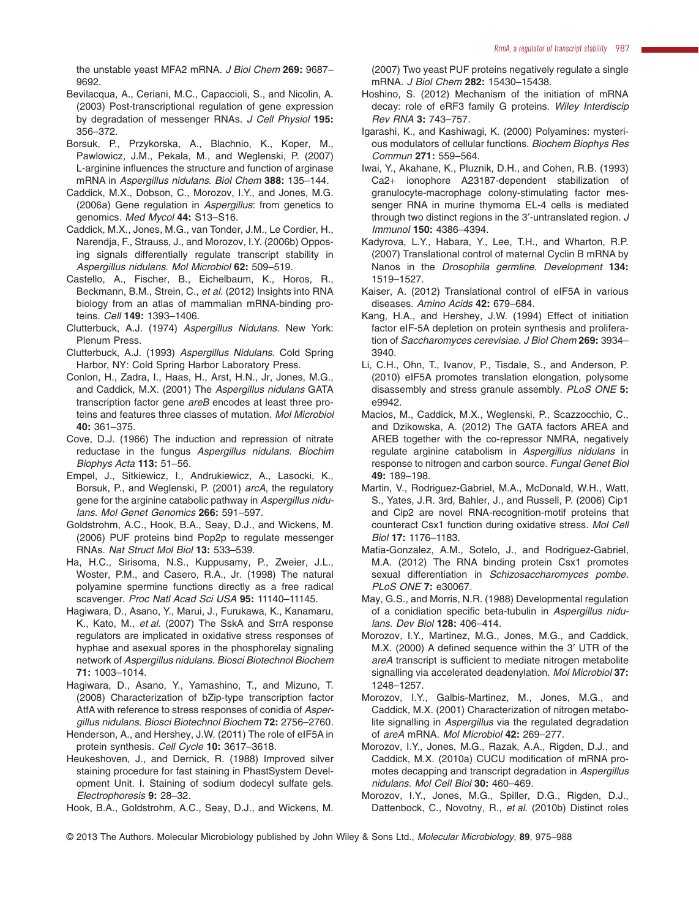the unstable yeast MFA2 mRNA. *J Biol Chem* **269:** 9687–9692.

Bevilacqua, A., Ceriani, M.C., Capaccioli, S., and Nicolin, A. (2003) Post-transcriptional regulation of gene expression by degradation of messenger RNAs. *J Cell Physiol* **195:** 356–372.

Borsuk, P., Przykorska, A., Blachnio, K., Koper, M., Pawlowicz, J.M., Pekala, M., and Weglenski, P. (2007) L-arginine influences the structure and function of arginase mRNA in *Aspergillus nidulans*. *Biol Chem* **388:** 135–144.

Caddick, M.X., Dobson, C., Morozov, I.Y., and Jones, M.G. (2006a) Gene regulation in *Aspergillus*: from genetics to genomics. *Med Mycol* **44:** S13–S16.

Caddick, M.X., Jones, M.G., van Tonder, J.M., Le Cordier, H., Narendja, F., Strauss, J., and Morozov, I.Y. (2006b) Opposing signals differentially regulate transcript stability in *Aspergillus nidulans*. *Mol Microbiol* **62:** 509–519.

Castello, A., Fischer, B., Eichelbaum, K., Horos, R., Beckmann, B.M., Strein, C., *et al.* (2012) Insights into RNA biology from an atlas of mammalian mRNA-binding proteins. *Cell* **149:** 1393–1406.

Clutterbuck, A.J. (1974) *Aspergillus Nidulans*. New York: Plenum Press.

Clutterbuck, A.J. (1993) *Aspergillus Nidulans*. Cold Spring Harbor, NY: Cold Spring Harbor Laboratory Press.

Conlon, H., Zadra, I., Haas, H., Arst, H.N., Jr, Jones, M.G., and Caddick, M.X. (2001) The *Aspergillus nidulans* GATA transcription factor gene *areB* encodes at least three proteins and features three classes of mutation. *Mol Microbiol* **40:** 361–375.

Cove, D.J. (1966) The induction and repression of nitrate reductase in the fungus *Aspergillus nidulans*. *Biochim Biophys Acta* **113:** 51–56.

Empel, J., Sitkiewicz, I., Andrukiewicz, A., Lasocki, K., Borsuk, P., and Weglenski, P. (2001) *arcA*, the regulatory gene for the arginine catabolic pathway in *Aspergillus nidulans*. *Mol Genet Genomics* **266:** 591–597.

Goldstrohm, A.C., Hook, B.A., Seay, D.J., and Wickens, M. (2006) PUF proteins bind Pop2p to regulate messenger RNAs. *Nat Struct Mol Biol* **13:** 533–539.

Ha, H.C., Sirisoma, N.S., Kuppusamy, P., Zweier, J.L., Woster, P.M., and Casero, R.A., Jr. (1998) The natural polyamine spermine functions directly as a free radical scavenger. *Proc Natl Acad Sci USA* **95:** 11140–11145.

Hagiwara, D., Asano, Y., Marui, J., Furukawa, K., Kanamaru, K., Kato, M., *et al.* (2007) The SskA and SrrA response regulators are implicated in oxidative stress responses of hyphae and asexual spores in the phosphorelay signaling network of *Aspergillus nidulans*. *Biosci Biotechnol Biochem* **71:** 1003–1014.

Hagiwara, D., Asano, Y., Yamashino, T., and Mizuno, T. (2008) Characterization of bZip-type transcription factor AtfA with reference to stress responses of conidia of *Aspergillus nidulans*. *Biosci Biotechnol Biochem* **72:** 2756–2760.

Henderson, A., and Hershey, J.W. (2011) The role of eIF5A in protein synthesis. *Cell Cycle* **10:** 3617–3618.

Heukeshoven, J., and Dernick, R. (1988) Improved silver staining procedure for fast staining in PhastSystem Development Unit. I. Staining of sodium dodecyl sulfate gels. *Electrophoresis* **9:** 28–32.

Hook, B.A., Goldstrohm, A.C., Seay, D.J., and Wickens, M. (2007) Two yeast PUF proteins negatively regulate a single mRNA. *J Biol Chem* **282:** 15430–15438.

Hoshino, S. (2012) Mechanism of the initiation of mRNA decay: role of eRF3 family G proteins. *Wiley Interdiscip Rev RNA* **3:** 743–757.

Igarashi, K., and Kashiwagi, K. (2000) Polyamines: mysterious modulators of cellular functions. *Biochem Biophys Res Commun* **271:** 559–564.

Iwai, Y., Akahane, K., Pluznik, D.H., and Cohen, R.B. (1993) Ca2+ ionophore A23187-dependent stabilization of granulocyte-macrophage colony-stimulating factor messenger RNA in murine thymoma EL-4 cells is mediated through two distinct regions in the 3′-untranslated region. *J Immunol* **150:** 4386–4394.

Kadyrova, L.Y., Habara, Y., Lee, T.H., and Wharton, R.P. (2007) Translational control of maternal Cyclin B mRNA by Nanos in the *Drosophila germline*. *Development* **134:** 1519–1527.

Kaiser, A. (2012) Translational control of eIF5A in various diseases. *Amino Acids* **42:** 679–684.

Kang, H.A., and Hershey, J.W. (1994) Effect of initiation factor eIF-5A depletion on protein synthesis and proliferation of *Saccharomyces cerevisiae*. *J Biol Chem* **269:** 3934–3940.

Li, C.H., Ohn, T., Ivanov, P., Tisdale, S., and Anderson, P. (2010) eIF5A promotes translation elongation, polysome disassembly and stress granule assembly. *PLoS ONE* **5:** e9942.

Macios, M., Caddick, M.X., Weglenski, P., Scazzocchio, C., and Dzikowska, A. (2012) The GATA factors AREA and AREB together with the co-repressor NMRA, negatively regulate arginine catabolism in *Aspergillus nidulans* in response to nitrogen and carbon source. *Fungal Genet Biol* **49:** 189–198.

Martin, V., Rodriguez-Gabriel, M.A., McDonald, W.H., Watt, S., Yates, J.R. 3rd, Bahler, J., and Russell, P. (2006) Cip1 and Cip2 are novel RNA-recognition-motif proteins that counteract Csx1 function during oxidative stress. *Mol Cell Biol* **17:** 1176–1183.

Matia-Gonzalez, A.M., Sotelo, J., and Rodriguez-Gabriel, M.A. (2012) The RNA binding protein Csx1 promotes sexual differentiation in *Schizosaccharomyces pombe*. *PLoS ONE* **7:** e30067.

May, G.S., and Morris, N.R. (1988) Developmental regulation of a conidiation specific beta-tubulin in *Aspergillus nidulans*. *Dev Biol* **128:** 406–414.

Morozov, I.Y., Martinez, M.G., Jones, M.G., and Caddick, M.X. (2000) A defined sequence within the 3′ UTR of the *areA* transcript is sufficient to mediate nitrogen metabolite signalling via accelerated deadenylation. *Mol Microbiol* **37:** 1248–1257.

Morozov, I.Y., Galbis-Martinez, M., Jones, M.G., and Caddick, M.X. (2001) Characterization of nitrogen metabolite signalling in *Aspergillus* via the regulated degradation of *areA* mRNA. *Mol Microbiol* **42:** 269–277.

Morozov, I.Y., Jones, M.G., Razak, A.A., Rigden, D.J., and Caddick, M.X. (2010a) CUCU modification of mRNA promotes decapping and transcript degradation in *Aspergillus nidulans*. *Mol Cell Biol* **30:** 460–469.

Morozov, I.Y., Jones, M.G., Spiller, D.G., Rigden, D.J., Dattenbock, C., Novotny, R., *et al.* (2010b) Distinct roles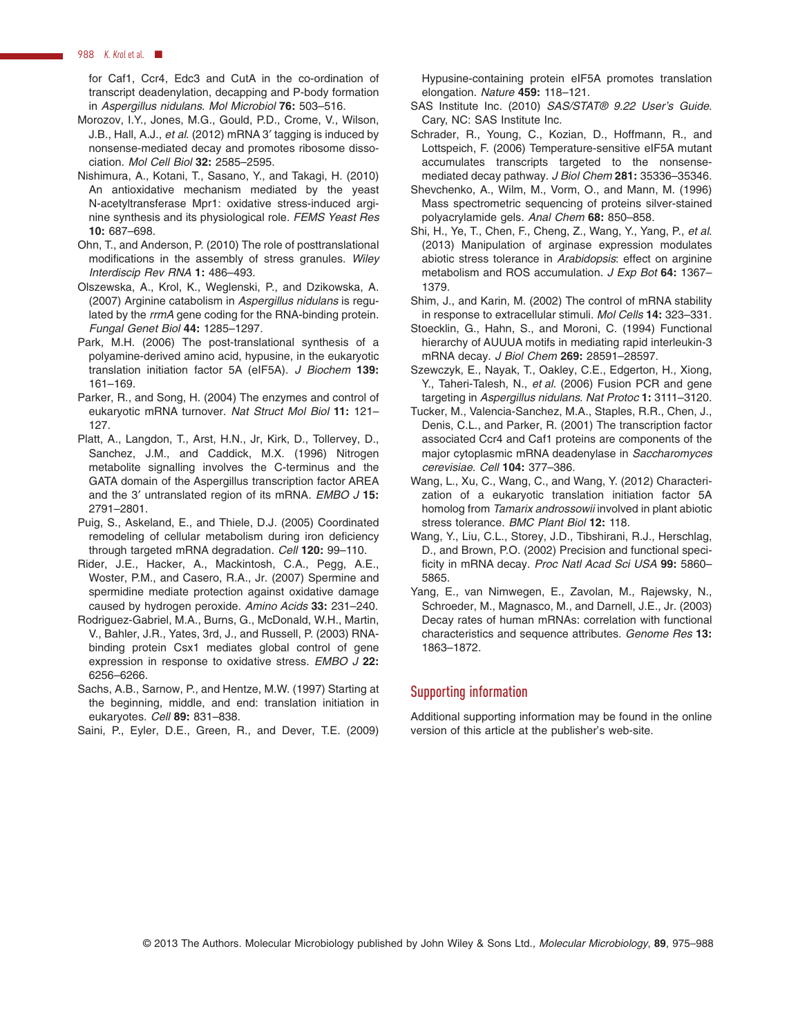for Caf1, Ccr4, Edc3 and CutA in the co-ordination of transcript deadenylation, decapping and P-body formation in *Aspergillus nidulans*. *Mol Microbiol* **76:** 503–516.

Morozov, I.Y., Jones, M.G., Gould, P.D., Crome, V., Wilson, J.B., Hall, A.J., *et al*. (2012) mRNA 3′ tagging is induced by nonsense-mediated decay and promotes ribosome dissociation. *Mol Cell Biol* **32:** 2585–2595.

Nishimura, A., Kotani, T., Sasano, Y., and Takagi, H. (2010) An antioxidative mechanism mediated by the yeast N-acetyltransferase Mpr1: oxidative stress-induced arginine synthesis and its physiological role. *FEMS Yeast Res* **10:** 687–698.

Ohn, T., and Anderson, P. (2010) The role of posttranslational modifications in the assembly of stress granules. *Wiley Interdiscip Rev RNA* **1:** 486–493.

Olszewska, A., Krol, K., Weglenski, P., and Dzikowska, A. (2007) Arginine catabolism in *Aspergillus nidulans* is regulated by the *rrmA* gene coding for the RNA-binding protein. *Fungal Genet Biol* **44:** 1285–1297.

Park, M.H. (2006) The post-translational synthesis of a polyamine-derived amino acid, hypusine, in the eukaryotic translation initiation factor 5A (eIF5A). *J Biochem* **139:** 161–169.

Parker, R., and Song, H. (2004) The enzymes and control of eukaryotic mRNA turnover. *Nat Struct Mol Biol* **11:** 121–127.

Platt, A., Langdon, T., Arst, H.N., Jr, Kirk, D., Tollervey, D., Sanchez, J.M., and Caddick, M.X. (1996) Nitrogen metabolite signalling involves the C-terminus and the GATA domain of the Aspergillus transcription factor AREA and the 3′ untranslated region of its mRNA. *EMBO J* **15:** 2791–2801.

Puig, S., Askeland, E., and Thiele, D.J. (2005) Coordinated remodeling of cellular metabolism during iron deficiency through targeted mRNA degradation. *Cell* **120:** 99–110.

Rider, J.E., Hacker, A., Mackintosh, C.A., Pegg, A.E., Woster, P.M., and Casero, R.A., Jr. (2007) Spermine and spermidine mediate protection against oxidative damage caused by hydrogen peroxide. *Amino Acids* **33:** 231–240.

Rodriguez-Gabriel, M.A., Burns, G., McDonald, W.H., Martin, V., Bahler, J.R., Yates, 3rd, J., and Russell, P. (2003) RNA-binding protein Csx1 mediates global control of gene expression in response to oxidative stress. *EMBO J* **22:** 6256–6266.

Sachs, A.B., Sarnow, P., and Hentze, M.W. (1997) Starting at the beginning, middle, and end: translation initiation in eukaryotes. *Cell* **89:** 831–838.

Saini, P., Eyler, D.E., Green, R., and Dever, T.E. (2009) Hypusine-containing protein eIF5A promotes translation elongation. *Nature* **459:** 118–121.

SAS Institute Inc. (2010) *SAS/STAT® 9.22 User's Guide*. Cary, NC: SAS Institute Inc.

Schrader, R., Young, C., Kozian, D., Hoffmann, R., and Lottspeich, F. (2006) Temperature-sensitive eIF5A mutant accumulates transcripts targeted to the nonsense-mediated decay pathway. *J Biol Chem* **281:** 35336–35346.

Shevchenko, A., Wilm, M., Vorm, O., and Mann, M. (1996) Mass spectrometric sequencing of proteins silver-stained polyacrylamide gels. *Anal Chem* **68:** 850–858.

Shi, H., Ye, T., Chen, F., Cheng, Z., Wang, Y., Yang, P., *et al*. (2013) Manipulation of arginase expression modulates abiotic stress tolerance in *Arabidopsis*: effect on arginine metabolism and ROS accumulation. *J Exp Bot* **64:** 1367–1379.

Shim, J., and Karin, M. (2002) The control of mRNA stability in response to extracellular stimuli. *Mol Cells* **14:** 323–331.

Stoecklin, G., Hahn, S., and Moroni, C. (1994) Functional hierarchy of AUUUA motifs in mediating rapid interleukin-3 mRNA decay. *J Biol Chem* **269:** 28591–28597.

Szewczyk, E., Nayak, T., Oakley, C.E., Edgerton, H., Xiong, Y., Taheri-Talesh, N., *et al*. (2006) Fusion PCR and gene targeting in *Aspergillus nidulans*. *Nat Protoc* **1:** 3111–3120.

Tucker, M., Valencia-Sanchez, M.A., Staples, R.R., Chen, J., Denis, C.L., and Parker, R. (2001) The transcription factor associated Ccr4 and Caf1 proteins are components of the major cytoplasmic mRNA deadenylase in *Saccharomyces cerevisiae*. *Cell* **104:** 377–386.

Wang, L., Xu, C., Wang, C., and Wang, Y. (2012) Characterization of a eukaryotic translation initiation factor 5A homolog from *Tamarix androssowii* involved in plant abiotic stress tolerance. *BMC Plant Biol* **12:** 118.

Wang, Y., Liu, C.L., Storey, J.D., Tibshirani, R.J., Herschlag, D., and Brown, P.O. (2002) Precision and functional specificity in mRNA decay. *Proc Natl Acad Sci USA* **99:** 5860–5865.

Yang, E., van Nimwegen, E., Zavolan, M., Rajewsky, N., Schroeder, M., Magnasco, M., and Darnell, J.E., Jr. (2003) Decay rates of human mRNAs: correlation with functional characteristics and sequence attributes. *Genome Res* **13:** 1863–1872.

## Supporting information

Additional supporting information may be found in the online version of this article at the publisher's web-site.